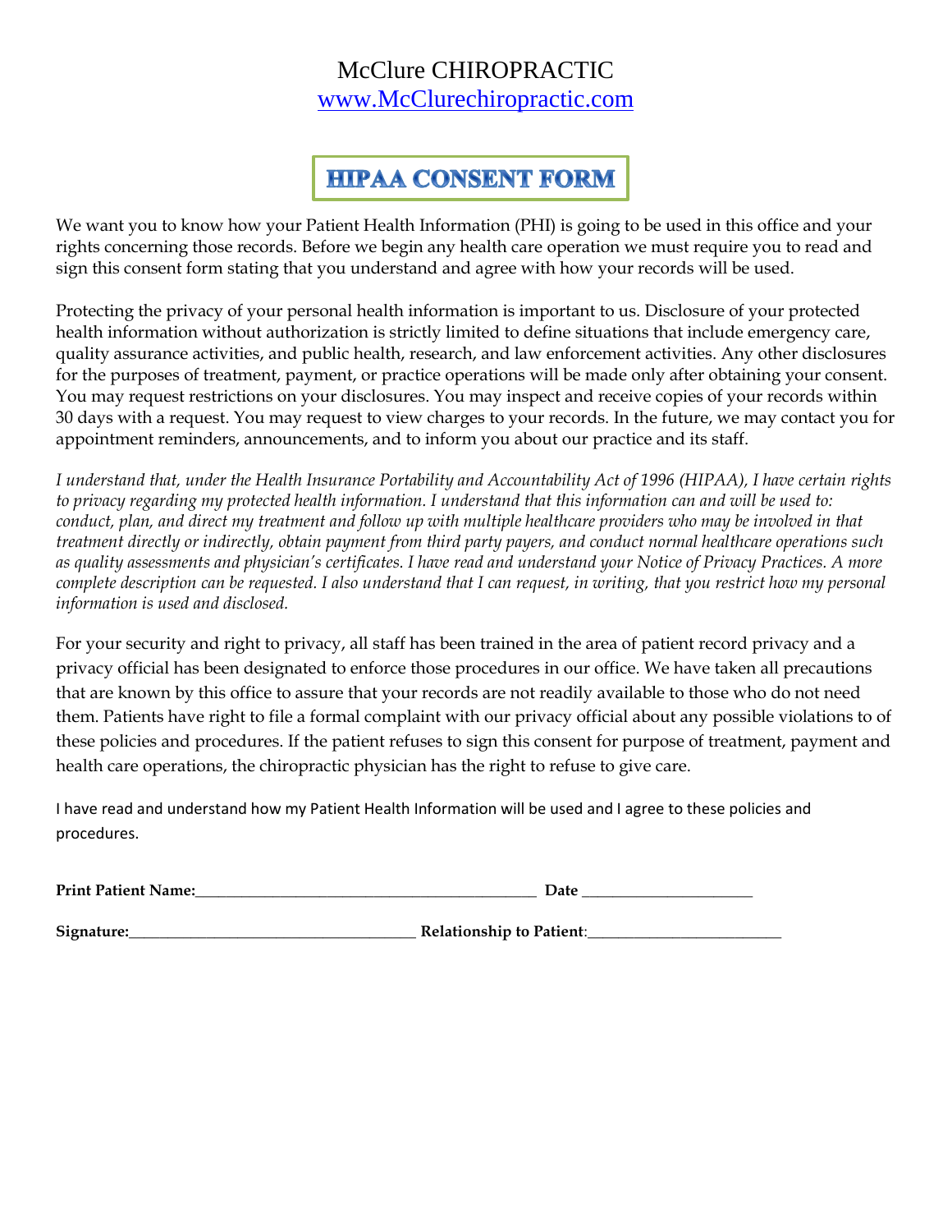# McClure CHIROPRACTIC

www.McClurechiropractic.com

## HIPAA CONSENT FORM

We want you to know how your Patient Health Information (PHI) is going to be used in this office and your rights concerning those records. Before we begin any health care operation we must require you to read and sign this consent form stating that you understand and agree with how your records will be used.

Protecting the privacy of your personal health information is important to us. Disclosure of your protected health information without authorization is strictly limited to define situations that include emergency care, quality assurance activities, and public health, research, and law enforcement activities. Any other disclosures for the purposes of treatment, payment, or practice operations will be made only after obtaining your consent. You may request restrictions on your disclosures. You may inspect and receive copies of your records within 30 days with a request. You may request to view charges to your records. In the future, we may contact you for appointment reminders, announcements, and to inform you about our practice and its staff.

*I understand that, under the Health Insurance Portability and Accountability Act of 1996 (HIPAA), I have certain rights to privacy regarding my protected health information. I understand that this information can and will be used to: conduct, plan, and direct my treatment and follow up with multiple healthcare providers who may be involved in that treatment directly or indirectly, obtain payment from third party payers, and conduct normal healthcare operations such as quality assessments and physician's certificates. I have read and understand your Notice of Privacy Practices. A more complete description can be requested. I also understand that I can request, in writing, that you restrict how my personal information is used and disclosed.*

For your security and right to privacy, all staff has been trained in the area of patient record privacy and a privacy official has been designated to enforce those procedures in our office. We have taken all precautions that are known by this office to assure that your records are not readily available to those who do not need them. Patients have right to file a formal complaint with our privacy official about any possible violations to of these policies and procedures. If the patient refuses to sign this consent for purpose of treatment, payment and health care operations, the chiropractic physician has the right to refuse to give care.

I have read and understand how my Patient Health Information will be used and I agree to these policies and procedures.

**Print Patient Name:**\_\_\_\_\_\_\_\_\_\_\_\_\_\_\_\_\_\_\_\_\_\_\_\_\_\_\_\_\_\_\_\_\_\_\_\_\_\_\_\_ **Date** \_\_\_\_\_\_\_\_\_\_\_\_\_\_\_\_\_\_\_\_

**Signature:**\_\_\_\_\_\_\_\_\_\_\_\_\_\_\_\_\_\_\_\_\_\_\_\_\_\_\_\_\_\_\_\_\_\_ **Relationship to Patient**:\_\_\_\_\_\_\_\_\_\_\_\_\_\_\_\_\_\_\_\_\_\_\_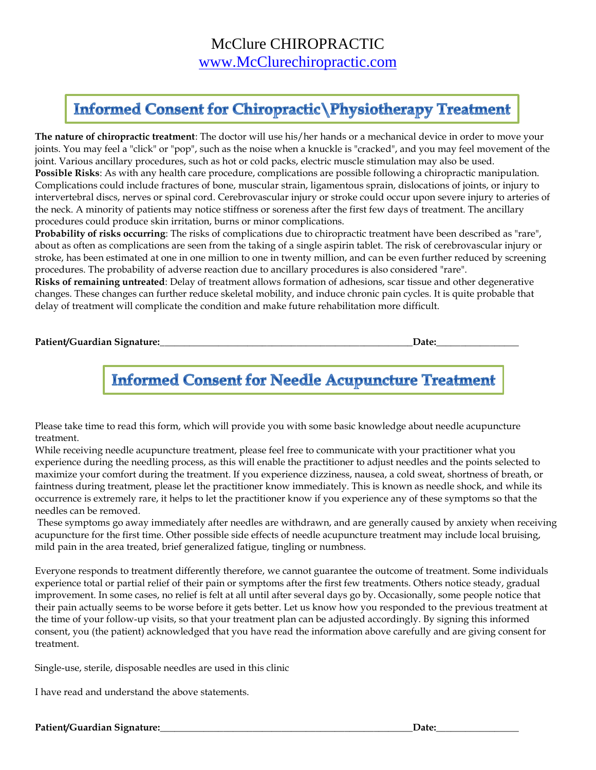McClure CHIROPRACTIC
[www.McClurechiropractic.com](http://www.McClurechiropractic.com)

# Informed Consent for Chiropractic\Physiotherapy Treatment

**The nature of chiropractic treatment**: The doctor will use his/her hands or a mechanical device in order to move your joints. You may feel a "click" or "pop", such as the noise when a knuckle is "cracked", and you may feel movement of the joint. Various ancillary procedures, such as hot or cold packs, electric muscle stimulation may also be used.
**Possible Risks**: As with any health care procedure, complications are possible following a chiropractic manipulation. Complications could include fractures of bone, muscular strain, ligamentous sprain, dislocations of joints, or injury to intervertebral discs, nerves or spinal cord. Cerebrovascular injury or stroke could occur upon severe injury to arteries of the neck. A minority of patients may notice stiffness or soreness after the first few days of treatment. The ancillary procedures could produce skin irritation, burns or minor complications.
**Probability of risks occurring**: The risks of complications due to chiropractic treatment have been described as "rare", about as often as complications are seen from the taking of a single aspirin tablet. The risk of cerebrovascular injury or stroke, has been estimated at one in one million to one in twenty million, and can be even further reduced by screening procedures. The probability of adverse reaction due to ancillary procedures is also considered "rare".
**Risks of remaining untreated**: Delay of treatment allows formation of adhesions, scar tissue and other degenerative changes. These changes can further reduce skeletal mobility, and induce chronic pain cycles. It is quite probable that delay of treatment will complicate the condition and make future rehabilitation more difficult.

**Patient/Guardian Signature:**_____________________________________________________**Date:**_________________

# Informed Consent for Needle Acupuncture Treatment

Please take time to read this form, which will provide you with some basic knowledge about needle acupuncture treatment.
While receiving needle acupuncture treatment, please feel free to communicate with your practitioner what you experience during the needling process, as this will enable the practitioner to adjust needles and the points selected to maximize your comfort during the treatment. If you experience dizziness, nausea, a cold sweat, shortness of breath, or faintness during treatment, please let the practitioner know immediately. This is known as needle shock, and while its occurrence is extremely rare, it helps to let the practitioner know if you experience any of these symptoms so that the needles can be removed.
These symptoms go away immediately after needles are withdrawn, and are generally caused by anxiety when receiving acupuncture for the first time. Other possible side effects of needle acupuncture treatment may include local bruising, mild pain in the area treated, brief generalized fatigue, tingling or numbness.

Everyone responds to treatment differently therefore, we cannot guarantee the outcome of treatment. Some individuals experience total or partial relief of their pain or symptoms after the first few treatments. Others notice steady, gradual improvement. In some cases, no relief is felt at all until after several days go by. Occasionally, some people notice that their pain actually seems to be worse before it gets better. Let us know how you responded to the previous treatment at the time of your follow-up visits, so that your treatment plan can be adjusted accordingly. By signing this informed consent, you (the patient) acknowledged that you have read the information above carefully and are giving consent for treatment.

Single-use, sterile, disposable needles are used in this clinic

I have read and understand the above statements.

**Patient/Guardian Signature:**_____________________________________________________**Date:**_________________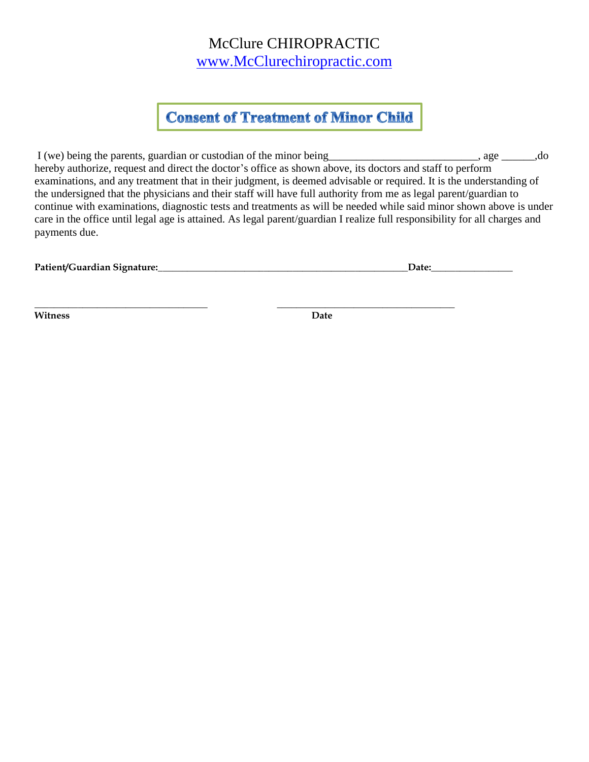McClure CHIROPRACTIC

www.McClurechiropractic.com

# Consent of Treatment of Minor Child

I (we) being the parents, guardian or custodian of the minor being___________________________, age ______,do hereby authorize, request and direct the doctor's office as shown above, its doctors and staff to perform examinations, and any treatment that in their judgment, is deemed advisable or required. It is the understanding of the undersigned that the physicians and their staff will have full authority from me as legal parent/guardian to continue with examinations, diagnostic tests and treatments as will be needed while said minor shown above is under care in the office until legal age is attained. As legal parent/guardian I realize full responsibility for all charges and payments due.

**Patient/Guardian Signature:**_____________________________________________**Date:**_______________

_________________________________ _________________________________

**Witness** **Date**